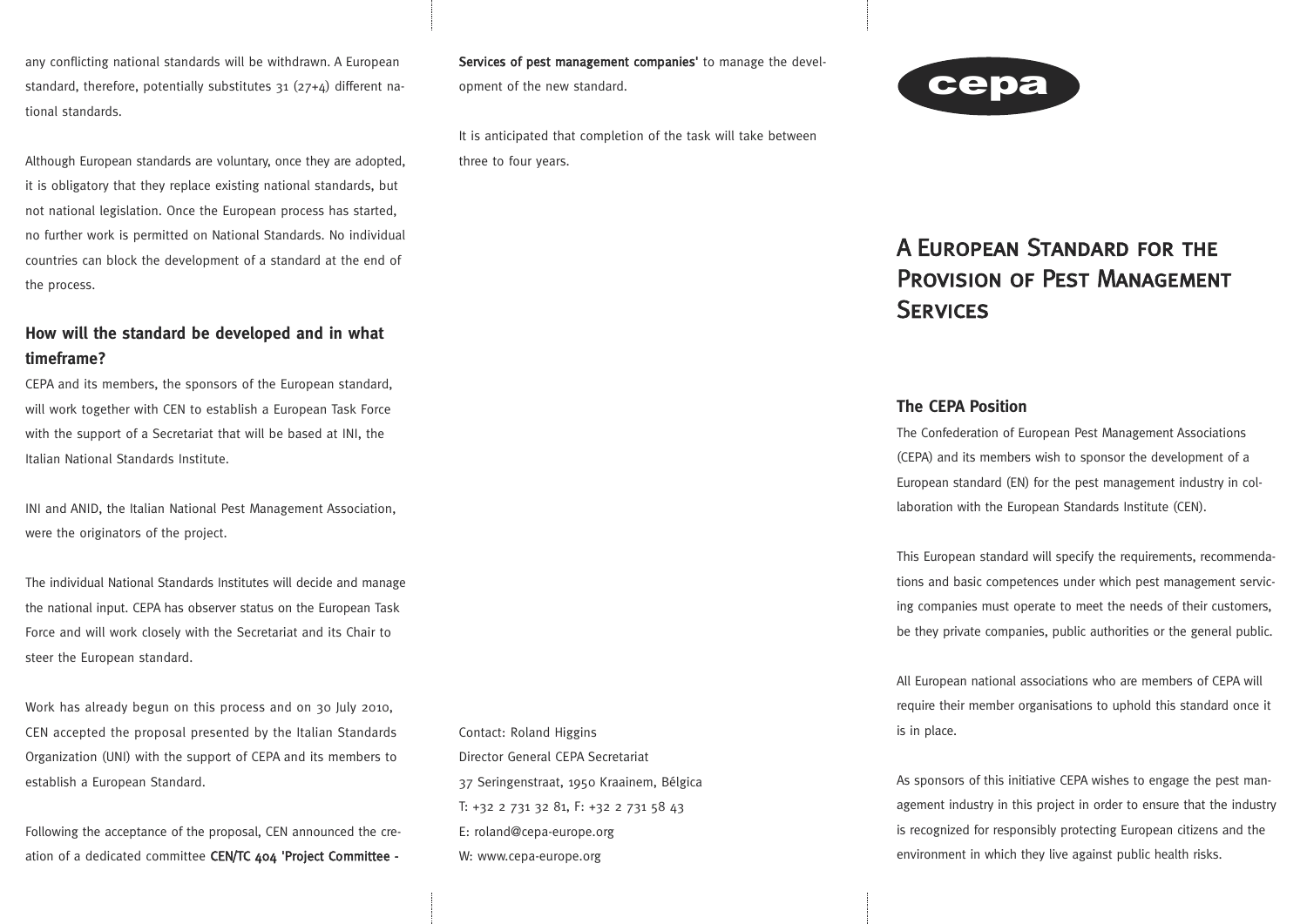cepa

# A European Standard for the Provision of Pest Management Services

## The CEPA Position

The Confederation of European Pest Management Associations (CEPA) and its members wish to sponsor the development of a European standard (EN) for the pest management industry in collaboration with the European Standards Institute (CEN).

This European standard will specify the requirements, recommendations and basic competences under which pest management servicing companies must operate to meet the needs of their customers, be they private companies, public authorities or the general public.

All European national associations who are members of CEPA will require their member organisations to uphold this standard once it is in place.

As sponsors of this initiative CEPA wishes to engage the pest management industry in this project in order to ensure that the industry is recognized for responsibly protecting European citizens and the environment in which they live against public health risks.

any conflicting national standards will be withdrawn. A European standard, therefore, potentially substitutes 31 (27+4) different national standards.

Although European standards are voluntary, once they are adopted, it is obligatory that they replace existing national standards, but not national legislation. Once the European process has started, no further work is permitted on National Standards. No individual countries can block the development of a standard at the end of the process.

## How will the standard be developed and in what timeframe?

CEPA and its members, the sponsors of the European standard, will work together with CEN to establish a European Task Force with the support of a Secretariat that will be based at INI, the Italian National Standards Institute.

INI and ANID, the Italian National Pest Management Association, were the originators of the project.

The individual National Standards Institutes will decide and manage the national input. CEPA has observer status on the European Task Force and will work closely with the Secretariat and its Chair to steer the European standard.

Work has already begun on this process and on 30 July 2010, CEN accepted the proposal presented by the Italian Standards Organization (UNI) with the support of CEPA and its members to establish a European Standard.

Following the acceptance of the proposal, CEN announced the creation of a dedicated committee **CEN/TC 404 'Project Committee - Services of pest management companies'** to manage the development of the new standard.

It is anticipated that completion of the task will take between three to four years.

Contact: Roland Higgins
Director General CEPA Secretariat
37 Seringenstraat, 1950 Kraainem, Bélgica
T: +32 2 731 32 81, F: +32 2 731 58 43
E: roland@cepa-europe.org
W: www.cepa-europe.org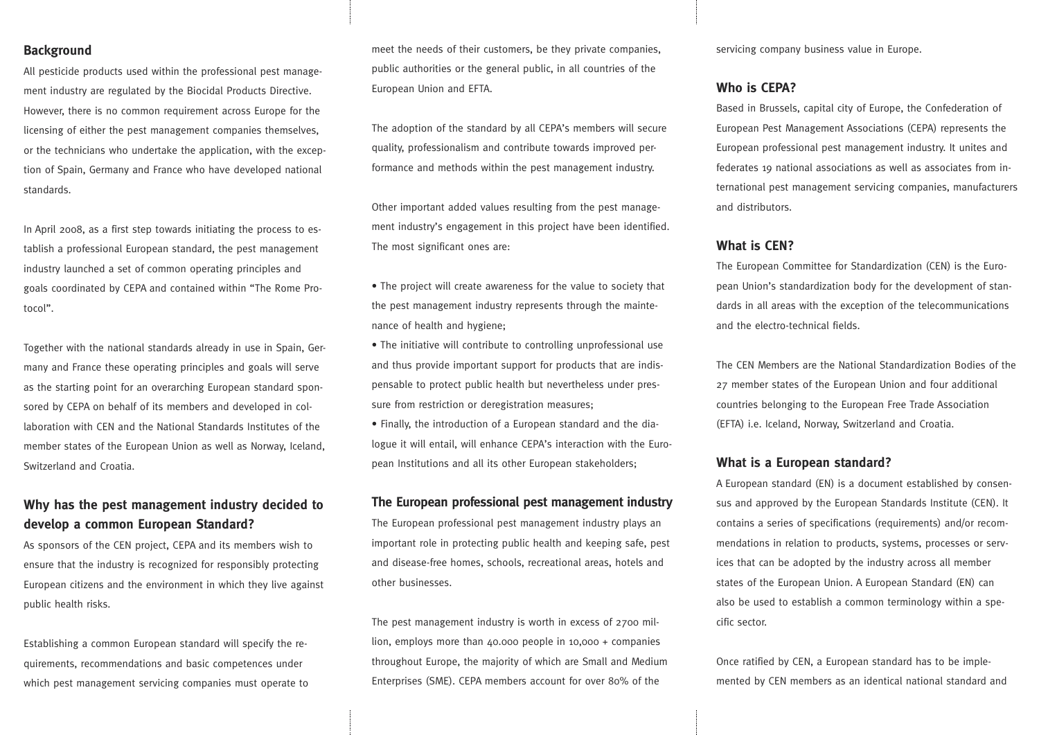## Background

All pesticide products used within the professional pest management industry are regulated by the Biocidal Products Directive. However, there is no common requirement across Europe for the licensing of either the pest management companies themselves, or the technicians who undertake the application, with the exception of Spain, Germany and France who have developed national standards.

In April 2008, as a first step towards initiating the process to establish a professional European standard, the pest management industry launched a set of common operating principles and goals coordinated by CEPA and contained within "The Rome Protocol".

Together with the national standards already in use in Spain, Germany and France these operating principles and goals will serve as the starting point for an overarching European standard sponsored by CEPA on behalf of its members and developed in collaboration with CEN and the National Standards Institutes of the member states of the European Union as well as Norway, Iceland, Switzerland and Croatia.

## Why has the pest management industry decided to develop a common European Standard?

As sponsors of the CEN project, CEPA and its members wish to ensure that the industry is recognized for responsibly protecting European citizens and the environment in which they live against public health risks.

Establishing a common European standard will specify the requirements, recommendations and basic competences under which pest management servicing companies must operate to meet the needs of their customers, be they private companies, public authorities or the general public, in all countries of the European Union and EFTA.

The adoption of the standard by all CEPA's members will secure quality, professionalism and contribute towards improved performance and methods within the pest management industry.

Other important added values resulting from the pest management industry's engagement in this project have been identified. The most significant ones are:

- The project will create awareness for the value to society that the pest management industry represents through the maintenance of health and hygiene;
- The initiative will contribute to controlling unprofessional use and thus provide important support for products that are indispensable to protect public health but nevertheless under pressure from restriction or deregistration measures;
- Finally, the introduction of a European standard and the dialogue it will entail, will enhance CEPA's interaction with the European Institutions and all its other European stakeholders;

## The European professional pest management industry

The European professional pest management industry plays an important role in protecting public health and keeping safe, pest and disease-free homes, schools, recreational areas, hotels and other businesses.

The pest management industry is worth in excess of 2700 million, employs more than 40.000 people in 10,000 + companies throughout Europe, the majority of which are Small and Medium Enterprises (SME). CEPA members account for over 80% of the servicing company business value in Europe.

## Who is CEPA?

Based in Brussels, capital city of Europe, the Confederation of European Pest Management Associations (CEPA) represents the European professional pest management industry. It unites and federates 19 national associations as well as associates from international pest management servicing companies, manufacturers and distributors.

## What is CEN?

The European Committee for Standardization (CEN) is the European Union's standardization body for the development of standards in all areas with the exception of the telecommunications and the electro-technical fields.

The CEN Members are the National Standardization Bodies of the 27 member states of the European Union and four additional countries belonging to the European Free Trade Association (EFTA) i.e. Iceland, Norway, Switzerland and Croatia.

## What is a European standard?

A European standard (EN) is a document established by consensus and approved by the European Standards Institute (CEN). It contains a series of specifications (requirements) and/or recommendations in relation to products, systems, processes or services that can be adopted by the industry across all member states of the European Union. A European Standard (EN) can also be used to establish a common terminology within a specific sector.

Once ratified by CEN, a European standard has to be implemented by CEN members as an identical national standard and